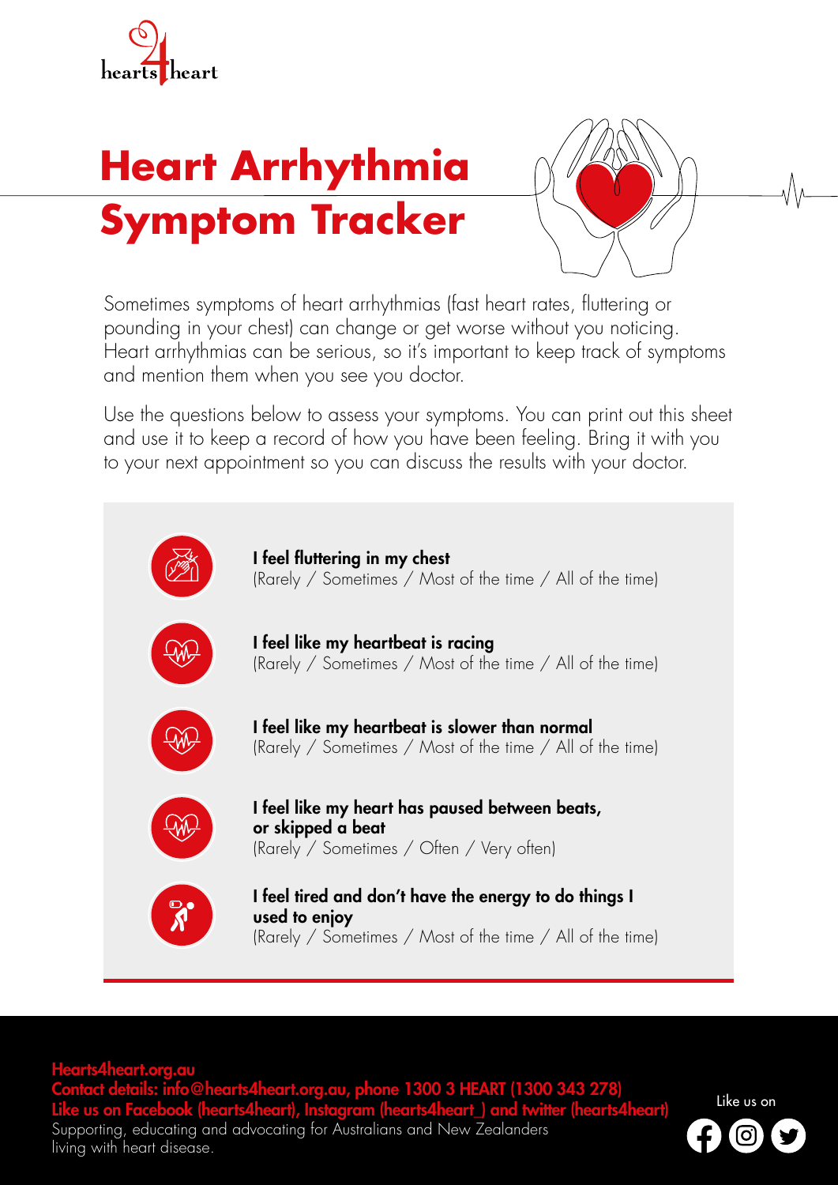hearts4heart

# Heart Arrhythmia Symptom Tracker

Sometimes symptoms of heart arrhythmias (fast heart rates, fluttering or pounding in your chest) can change or get worse without you noticing. Heart arrhythmias can be serious, so it's important to keep track of symptoms and mention them when you see you doctor.

Use the questions below to assess your symptoms. You can print out this sheet and use it to keep a record of how you have been feeling. Bring it with you to your next appointment so you can discuss the results with your doctor.

**I feel fluttering in my chest**
(Rarely / Sometimes / Most of the time / All of the time)

**I feel like my heartbeat is racing**
(Rarely / Sometimes / Most of the time / All of the time)

**I feel like my heartbeat is slower than normal**
(Rarely / Sometimes / Most of the time / All of the time)

**I feel like my heart has paused between beats, or skipped a beat**
(Rarely / Sometimes / Often / Very often)

**I feel tired and don't have the energy to do things I used to enjoy**
(Rarely / Sometimes / Most of the time / All of the time)

**Hearts4heart.org.au**
**Contact details: info@hearts4heart.org.au, phone 1300 3 HEART (1300 343 278)**
**Like us on Facebook (hearts4heart), Instagram (hearts4heart_) and twitter (hearts4heart)**
Supporting, educating and advocating for Australians and New Zealanders living with heart disease.

Like us on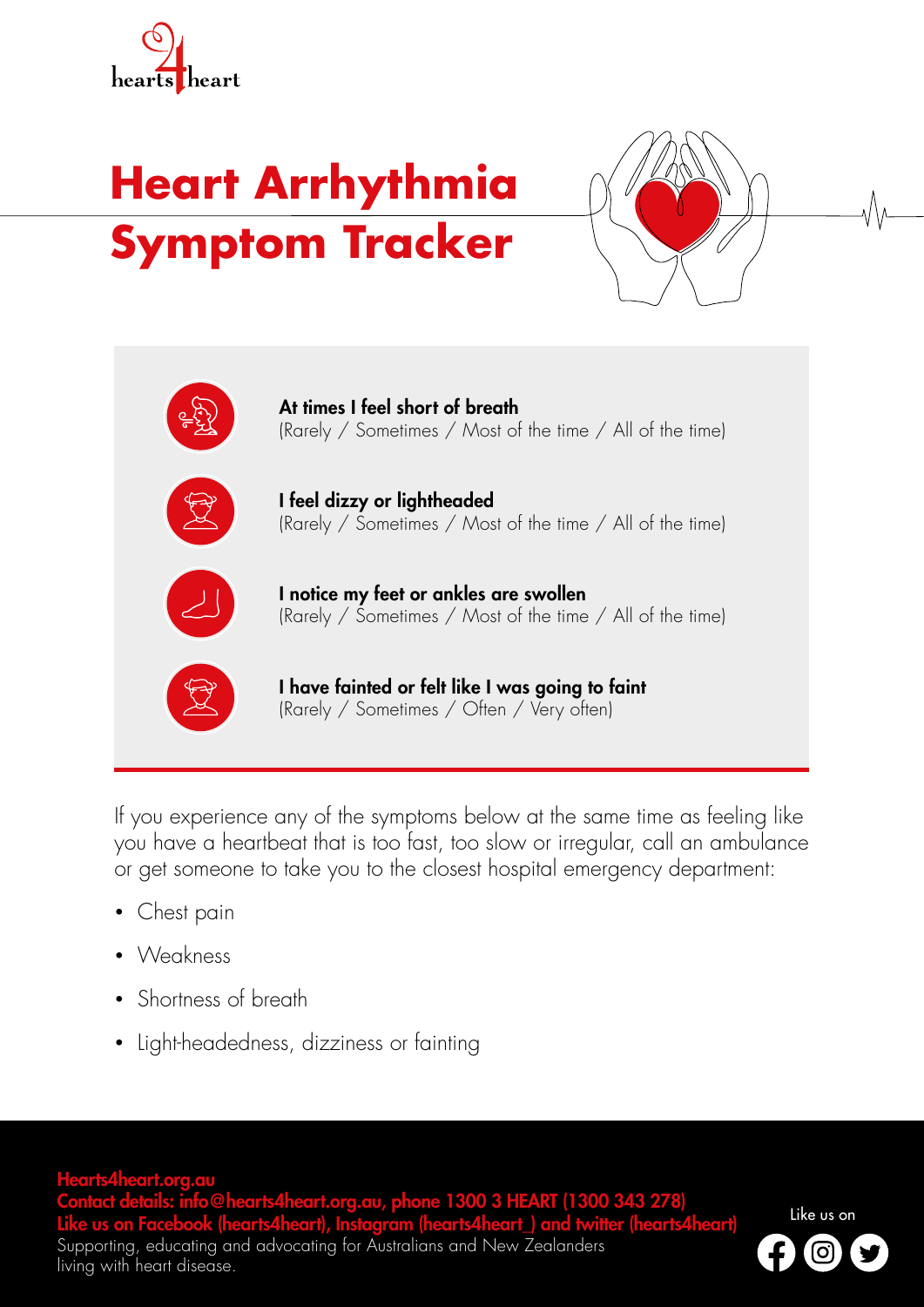hearts4heart

# Heart Arrhythmia Symptom Tracker

**At times I feel short of breath**
(Rarely / Sometimes / Most of the time / All of the time)

**I feel dizzy or lightheaded**
(Rarely / Sometimes / Most of the time / All of the time)

**I notice my feet or ankles are swollen**
(Rarely / Sometimes / Most of the time / All of the time)

**I have fainted or felt like I was going to faint**
(Rarely / Sometimes / Often / Very often)

If you experience any of the symptoms below at the same time as feeling like you have a heartbeat that is too fast, too slow or irregular, call an ambulance or get someone to take you to the closest hospital emergency department:

- Chest pain
- Weakness
- Shortness of breath
- Light-headedness, dizziness or fainting

**Hearts4heart.org.au**
**Contact details: info@hearts4heart.org.au, phone 1300 3 HEART (1300 343 278)**
**Like us on Facebook (hearts4heart), Instagram (hearts4heart_) and twitter (hearts4heart)**
Supporting, educating and advocating for Australians and New Zealanders living with heart disease.

Like us on